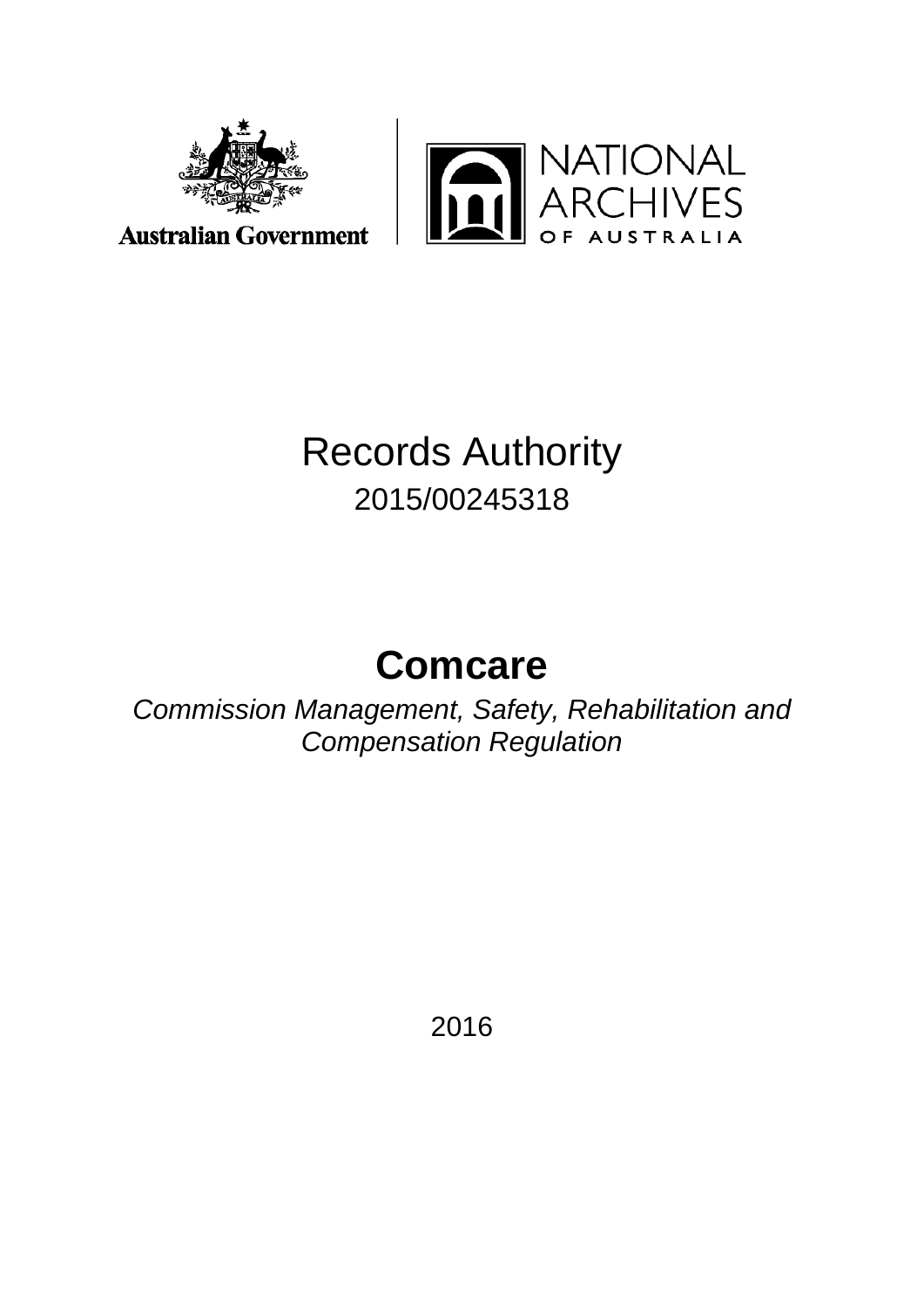Australian Government

NATIONAL ARCHIVES OF AUSTRALIA

# Records Authority

2015/00245318

# Comcare

*Commission Management, Safety, Rehabilitation and Compensation Regulation*

2016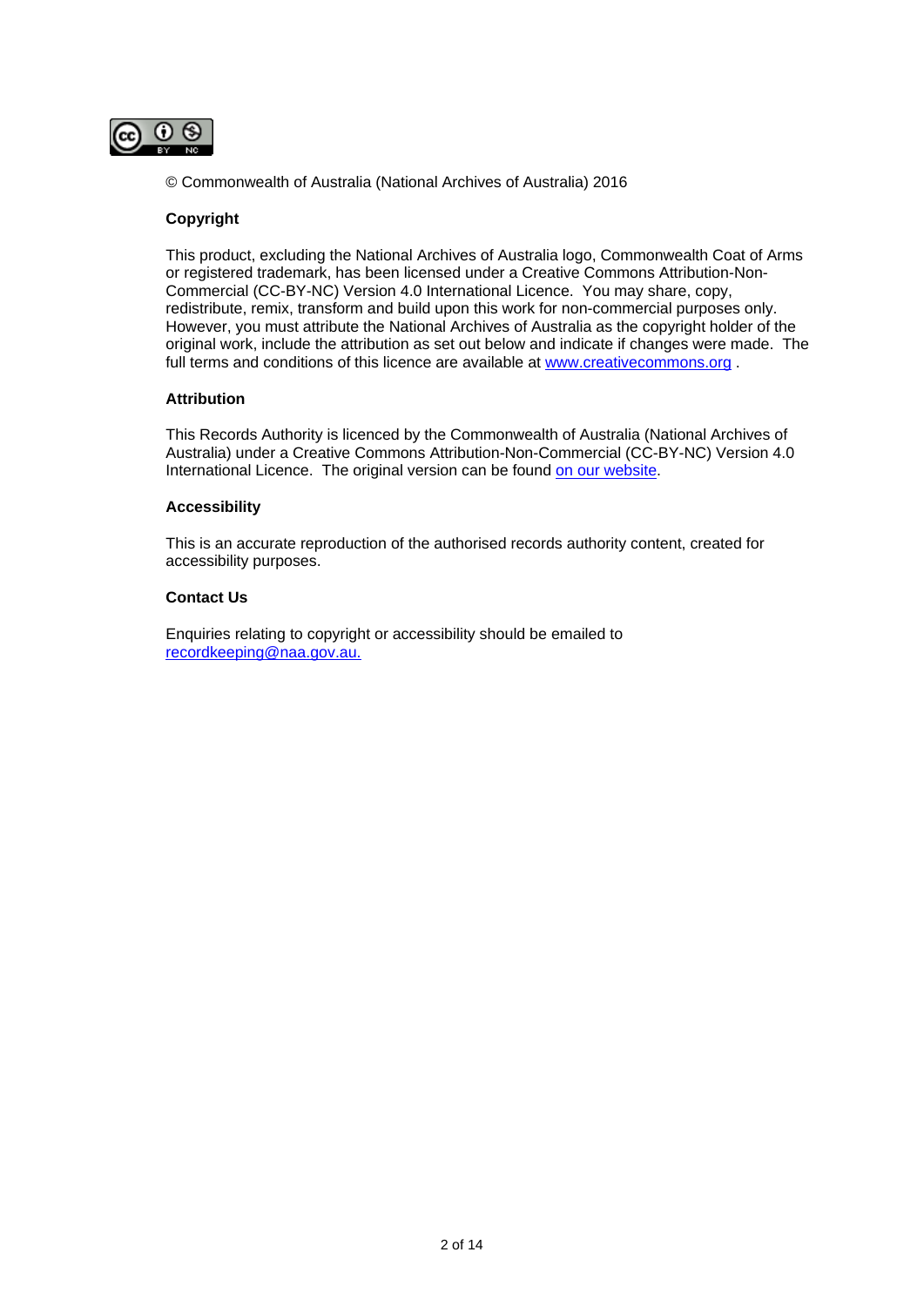© Commonwealth of Australia (National Archives of Australia) 2016

**Copyright**

This product, excluding the National Archives of Australia logo, Commonwealth Coat of Arms or registered trademark, has been licensed under a Creative Commons Attribution-Non-Commercial (CC-BY-NC) Version 4.0 International Licence. You may share, copy, redistribute, remix, transform and build upon this work for non-commercial purposes only. However, you must attribute the National Archives of Australia as the copyright holder of the original work, include the attribution as set out below and indicate if changes were made. The full terms and conditions of this licence are available at www.creativecommons.org .

**Attribution**

This Records Authority is licenced by the Commonwealth of Australia (National Archives of Australia) under a Creative Commons Attribution-Non-Commercial (CC-BY-NC) Version 4.0 International Licence. The original version can be found on our website.

**Accessibility**

This is an accurate reproduction of the authorised records authority content, created for accessibility purposes.

**Contact Us**

Enquiries relating to copyright or accessibility should be emailed to recordkeeping@naa.gov.au.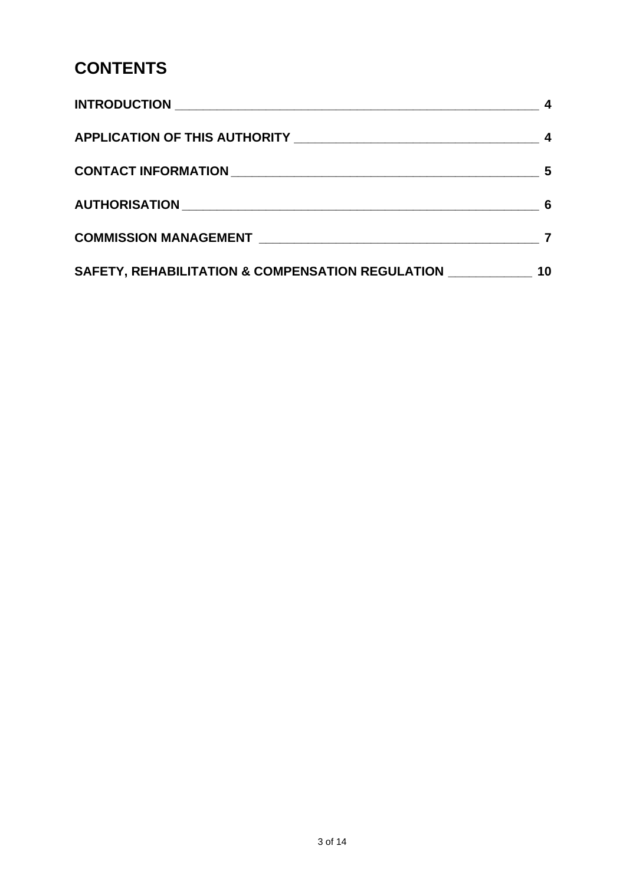# CONTENTS

**INTRODUCTION** ____________________________________________________ **4**

**APPLICATION OF THIS AUTHORITY** ___________________________________ **4**

**CONTACT INFORMATION** _____________________________________________ **5**

**AUTHORISATION** ___________________________________________________ **6**

**COMMISSION MANAGEMENT** ___________________________________________ **7**

**SAFETY, REHABILITATION & COMPENSATION REGULATION** ___________ **10**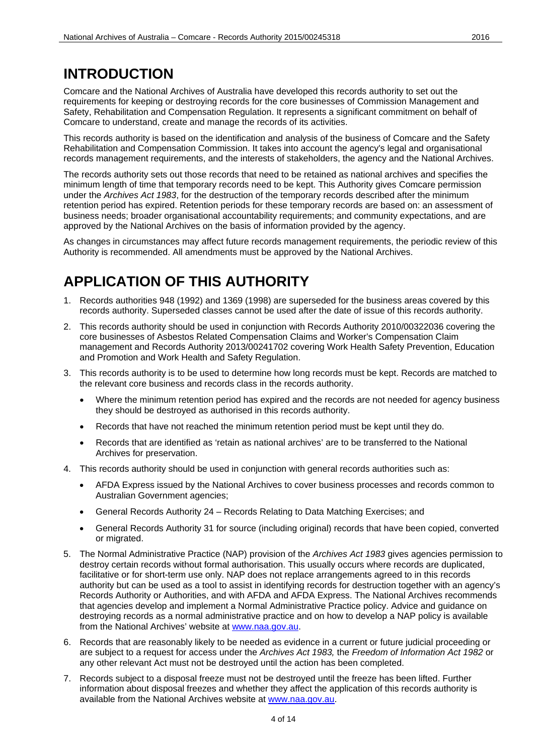# INTRODUCTION

Comcare and the National Archives of Australia have developed this records authority to set out the requirements for keeping or destroying records for the core businesses of Commission Management and Safety, Rehabilitation and Compensation Regulation. It represents a significant commitment on behalf of Comcare to understand, create and manage the records of its activities.

This records authority is based on the identification and analysis of the business of Comcare and the Safety Rehabilitation and Compensation Commission. It takes into account the agency's legal and organisational records management requirements, and the interests of stakeholders, the agency and the National Archives.

The records authority sets out those records that need to be retained as national archives and specifies the minimum length of time that temporary records need to be kept. This Authority gives Comcare permission under the *Archives Act 1983*, for the destruction of the temporary records described after the minimum retention period has expired. Retention periods for these temporary records are based on: an assessment of business needs; broader organisational accountability requirements; and community expectations, and are approved by the National Archives on the basis of information provided by the agency.

As changes in circumstances may affect future records management requirements, the periodic review of this Authority is recommended. All amendments must be approved by the National Archives.

# APPLICATION OF THIS AUTHORITY

1. Records authorities 948 (1992) and 1369 (1998) are superseded for the business areas covered by this records authority. Superseded classes cannot be used after the date of issue of this records authority.
2. This records authority should be used in conjunction with Records Authority 2010/00322036 covering the core businesses of Asbestos Related Compensation Claims and Worker's Compensation Claim management and Records Authority 2013/00241702 covering Work Health Safety Prevention, Education and Promotion and Work Health and Safety Regulation.
3. This records authority is to be used to determine how long records must be kept. Records are matched to the relevant core business and records class in the records authority.
   - Where the minimum retention period has expired and the records are not needed for agency business they should be destroyed as authorised in this records authority.
   - Records that have not reached the minimum retention period must be kept until they do.
   - Records that are identified as 'retain as national archives' are to be transferred to the National Archives for preservation.
4. This records authority should be used in conjunction with general records authorities such as:
   - AFDA Express issued by the National Archives to cover business processes and records common to Australian Government agencies;
   - General Records Authority 24 – Records Relating to Data Matching Exercises; and
   - General Records Authority 31 for source (including original) records that have been copied, converted or migrated.
5. The Normal Administrative Practice (NAP) provision of the *Archives Act 1983* gives agencies permission to destroy certain records without formal authorisation. This usually occurs where records are duplicated, facilitative or for short-term use only. NAP does not replace arrangements agreed to in this records authority but can be used as a tool to assist in identifying records for destruction together with an agency's Records Authority or Authorities, and with AFDA and AFDA Express. The National Archives recommends that agencies develop and implement a Normal Administrative Practice policy. Advice and guidance on destroying records as a normal administrative practice and on how to develop a NAP policy is available from the National Archives' website at www.naa.gov.au.
6. Records that are reasonably likely to be needed as evidence in a current or future judicial proceeding or are subject to a request for access under the *Archives Act 1983,* the *Freedom of Information Act 1982* or any other relevant Act must not be destroyed until the action has been completed.
7. Records subject to a disposal freeze must not be destroyed until the freeze has been lifted. Further information about disposal freezes and whether they affect the application of this records authority is available from the National Archives website at www.naa.gov.au.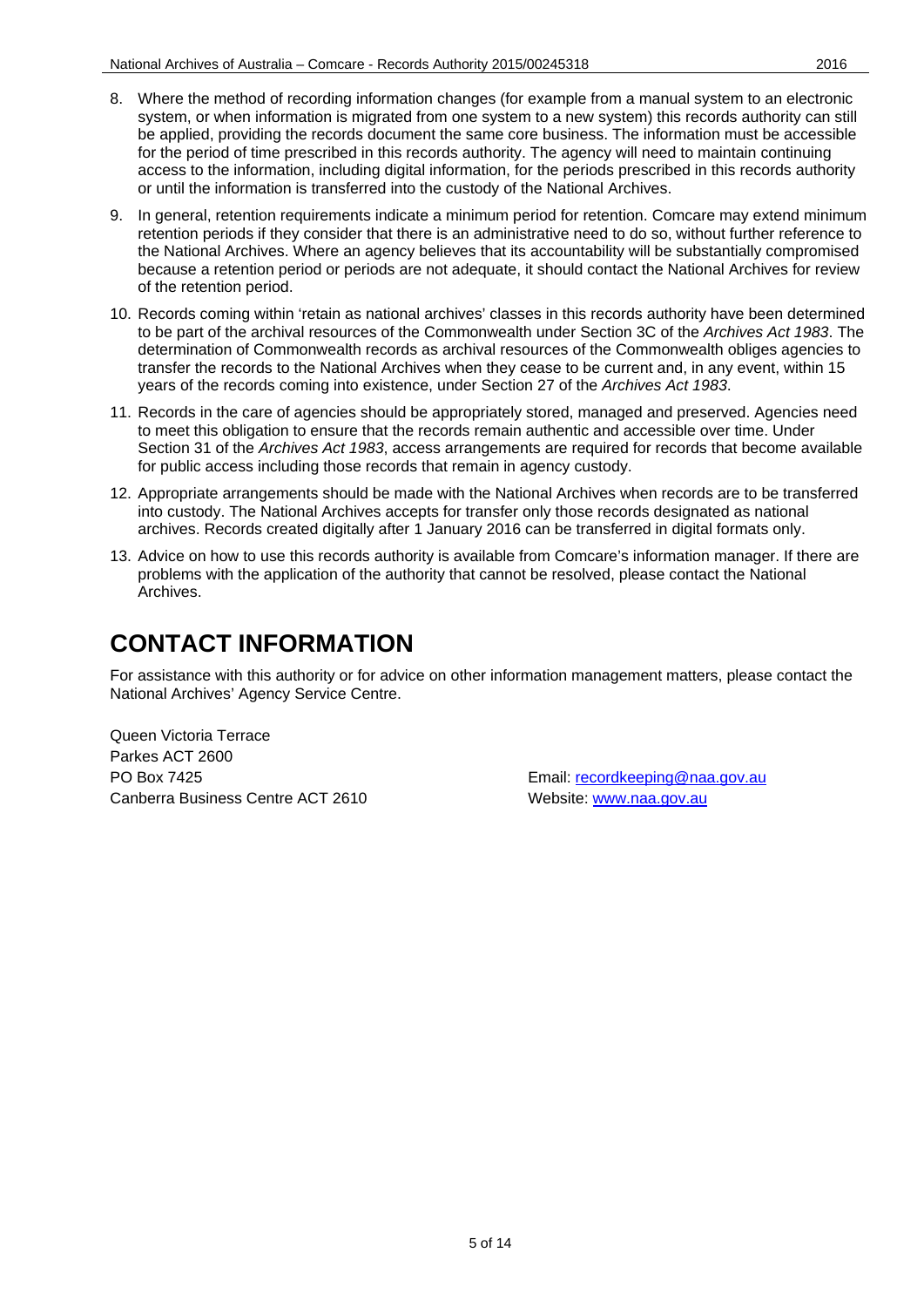8. Where the method of recording information changes (for example from a manual system to an electronic system, or when information is migrated from one system to a new system) this records authority can still be applied, providing the records document the same core business. The information must be accessible for the period of time prescribed in this records authority. The agency will need to maintain continuing access to the information, including digital information, for the periods prescribed in this records authority or until the information is transferred into the custody of the National Archives.
9. In general, retention requirements indicate a minimum period for retention. Comcare may extend minimum retention periods if they consider that there is an administrative need to do so, without further reference to the National Archives. Where an agency believes that its accountability will be substantially compromised because a retention period or periods are not adequate, it should contact the National Archives for review of the retention period.
10. Records coming within 'retain as national archives' classes in this records authority have been determined to be part of the archival resources of the Commonwealth under Section 3C of the *Archives Act 1983*. The determination of Commonwealth records as archival resources of the Commonwealth obliges agencies to transfer the records to the National Archives when they cease to be current and, in any event, within 15 years of the records coming into existence, under Section 27 of the *Archives Act 1983*.
11. Records in the care of agencies should be appropriately stored, managed and preserved. Agencies need to meet this obligation to ensure that the records remain authentic and accessible over time. Under Section 31 of the *Archives Act 1983*, access arrangements are required for records that become available for public access including those records that remain in agency custody.
12. Appropriate arrangements should be made with the National Archives when records are to be transferred into custody. The National Archives accepts for transfer only those records designated as national archives. Records created digitally after 1 January 2016 can be transferred in digital formats only.
13. Advice on how to use this records authority is available from Comcare's information manager. If there are problems with the application of the authority that cannot be resolved, please contact the National Archives.

# CONTACT INFORMATION

For assistance with this authority or for advice on other information management matters, please contact the National Archives' Agency Service Centre.

Queen Victoria Terrace
Parkes ACT 2600
PO Box 7425
Canberra Business Centre ACT 2610

Email: recordkeeping@naa.gov.au
Website: www.naa.gov.au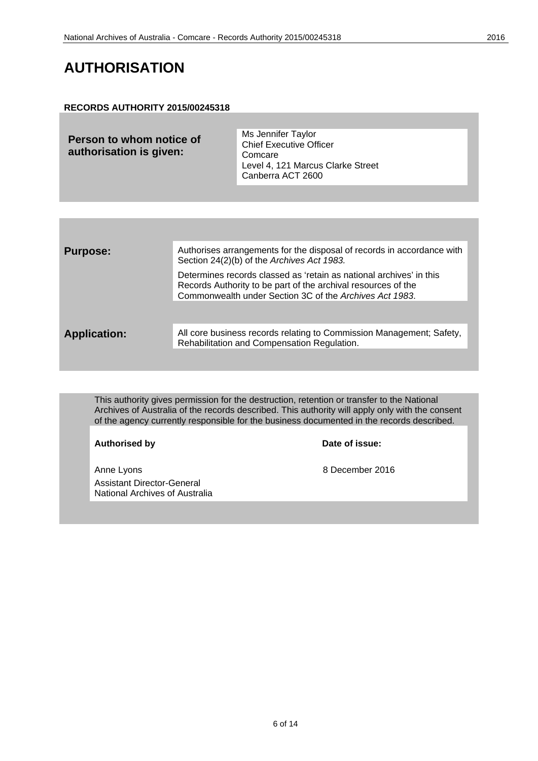# AUTHORISATION

**RECORDS AUTHORITY 2015/00245318**

| **Person to whom notice of authorisation is given:** | Ms Jennifer Taylor<br>Chief Executive Officer<br>Comcare<br>Level 4, 121 Marcus Clarke Street<br>Canberra ACT 2600 |
|---|---|

| | |
|---|---|
| **Purpose:** | Authorises arrangements for the disposal of records in accordance with Section 24(2)(b) of the *Archives Act 1983.*<br><br>Determines records classed as ‘retain as national archives’ in this Records Authority to be part of the archival resources of the Commonwealth under Section 3C of the *Archives Act 1983*. |
| **Application:** | All core business records relating to Commission Management; Safety, Rehabilitation and Compensation Regulation. |

This authority gives permission for the destruction, retention or transfer to the National Archives of Australia of the records described. This authority will apply only with the consent of the agency currently responsible for the business documented in the records described.

| **Authorised by** | **Date of issue:** |
|---|---|
| Anne Lyons<br>Assistant Director-General<br>National Archives of Australia | 8 December 2016 |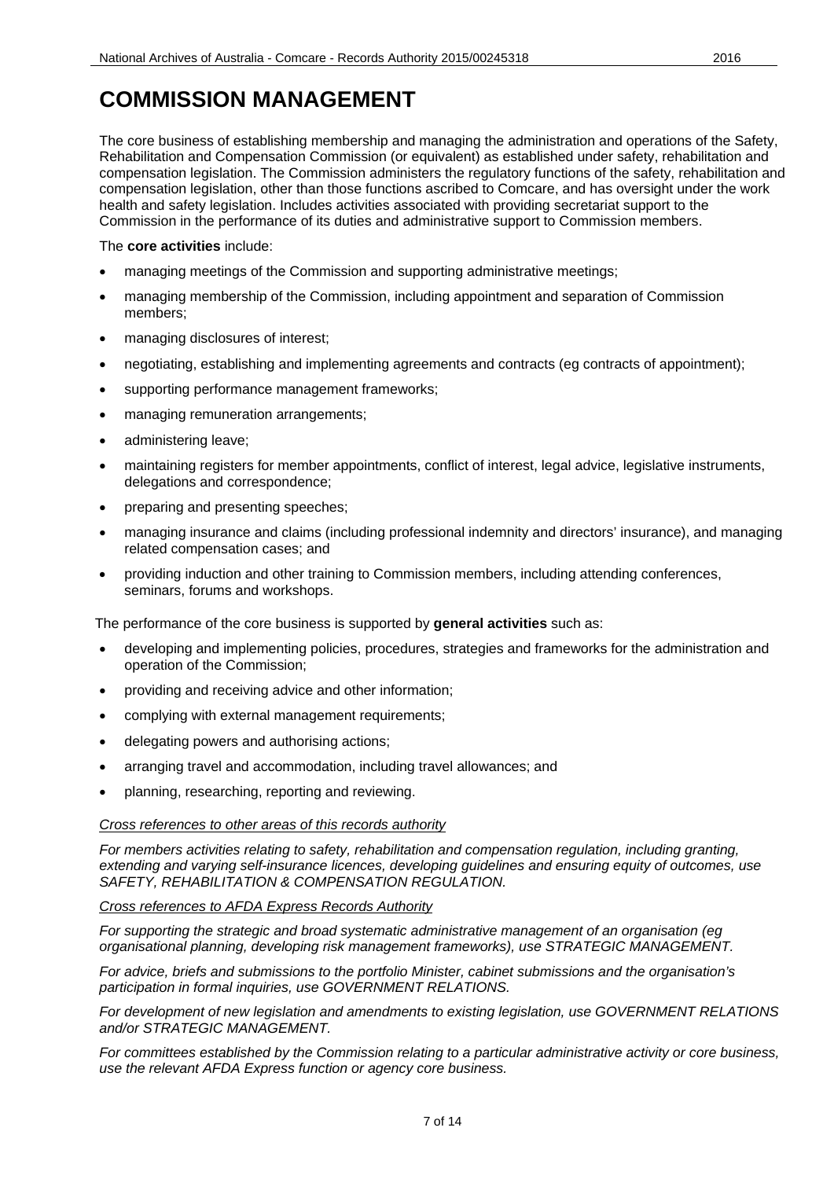# COMMISSION MANAGEMENT

The core business of establishing membership and managing the administration and operations of the Safety, Rehabilitation and Compensation Commission (or equivalent) as established under safety, rehabilitation and compensation legislation. The Commission administers the regulatory functions of the safety, rehabilitation and compensation legislation, other than those functions ascribed to Comcare, and has oversight under the work health and safety legislation. Includes activities associated with providing secretariat support to the Commission in the performance of its duties and administrative support to Commission members.

The **core activities** include:

- managing meetings of the Commission and supporting administrative meetings;
- managing membership of the Commission, including appointment and separation of Commission members;
- managing disclosures of interest;
- negotiating, establishing and implementing agreements and contracts (eg contracts of appointment);
- supporting performance management frameworks;
- managing remuneration arrangements;
- administering leave;
- maintaining registers for member appointments, conflict of interest, legal advice, legislative instruments, delegations and correspondence;
- preparing and presenting speeches;
- managing insurance and claims (including professional indemnity and directors' insurance), and managing related compensation cases; and
- providing induction and other training to Commission members, including attending conferences, seminars, forums and workshops.

The performance of the core business is supported by **general activities** such as:

- developing and implementing policies, procedures, strategies and frameworks for the administration and operation of the Commission;
- providing and receiving advice and other information;
- complying with external management requirements;
- delegating powers and authorising actions;
- arranging travel and accommodation, including travel allowances; and
- planning, researching, reporting and reviewing.

*Cross references to other areas of this records authority*

*For members activities relating to safety, rehabilitation and compensation regulation, including granting, extending and varying self-insurance licences, developing guidelines and ensuring equity of outcomes, use SAFETY, REHABILITATION & COMPENSATION REGULATION.*

*Cross references to AFDA Express Records Authority*

*For supporting the strategic and broad systematic administrative management of an organisation (eg organisational planning, developing risk management frameworks), use STRATEGIC MANAGEMENT.*

*For advice, briefs and submissions to the portfolio Minister, cabinet submissions and the organisation's participation in formal inquiries, use GOVERNMENT RELATIONS.*

*For development of new legislation and amendments to existing legislation, use GOVERNMENT RELATIONS and/or STRATEGIC MANAGEMENT.*

*For committees established by the Commission relating to a particular administrative activity or core business, use the relevant AFDA Express function or agency core business.*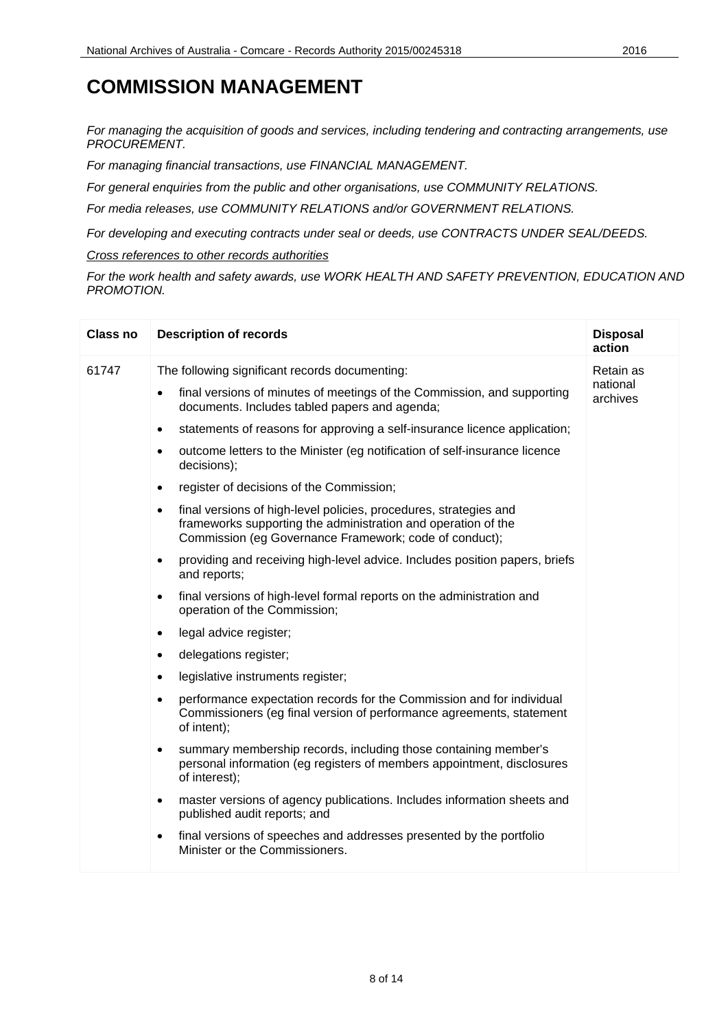# COMMISSION MANAGEMENT

*For managing the acquisition of goods and services, including tendering and contracting arrangements, use PROCUREMENT.*

*For managing financial transactions, use FINANCIAL MANAGEMENT.*

*For general enquiries from the public and other organisations, use COMMUNITY RELATIONS.*

*For media releases, use COMMUNITY RELATIONS and/or GOVERNMENT RELATIONS.*

*For developing and executing contracts under seal or deeds, use CONTRACTS UNDER SEAL/DEEDS.*

*Cross references to other records authorities*

*For the work health and safety awards, use WORK HEALTH AND SAFETY PREVENTION, EDUCATION AND PROMOTION.*

| Class no | Description of records | Disposal action |
| --- | --- | --- |
| 61747 | The following significant records documenting:<br>• final versions of minutes of meetings of the Commission, and supporting documents. Includes tabled papers and agenda;<br>• statements of reasons for approving a self-insurance licence application;<br>• outcome letters to the Minister (eg notification of self-insurance licence decisions);<br>• register of decisions of the Commission;<br>• final versions of high-level policies, procedures, strategies and frameworks supporting the administration and operation of the Commission (eg Governance Framework; code of conduct);<br>• providing and receiving high-level advice. Includes position papers, briefs and reports;<br>• final versions of high-level formal reports on the administration and operation of the Commission;<br>• legal advice register;<br>• delegations register;<br>• legislative instruments register;<br>• performance expectation records for the Commission and for individual Commissioners (eg final version of performance agreements, statement of intent);<br>• summary membership records, including those containing member's personal information (eg registers of members appointment, disclosures of interest);<br>• master versions of agency publications. Includes information sheets and published audit reports; and<br>• final versions of speeches and addresses presented by the portfolio Minister or the Commissioners. | Retain as national archives |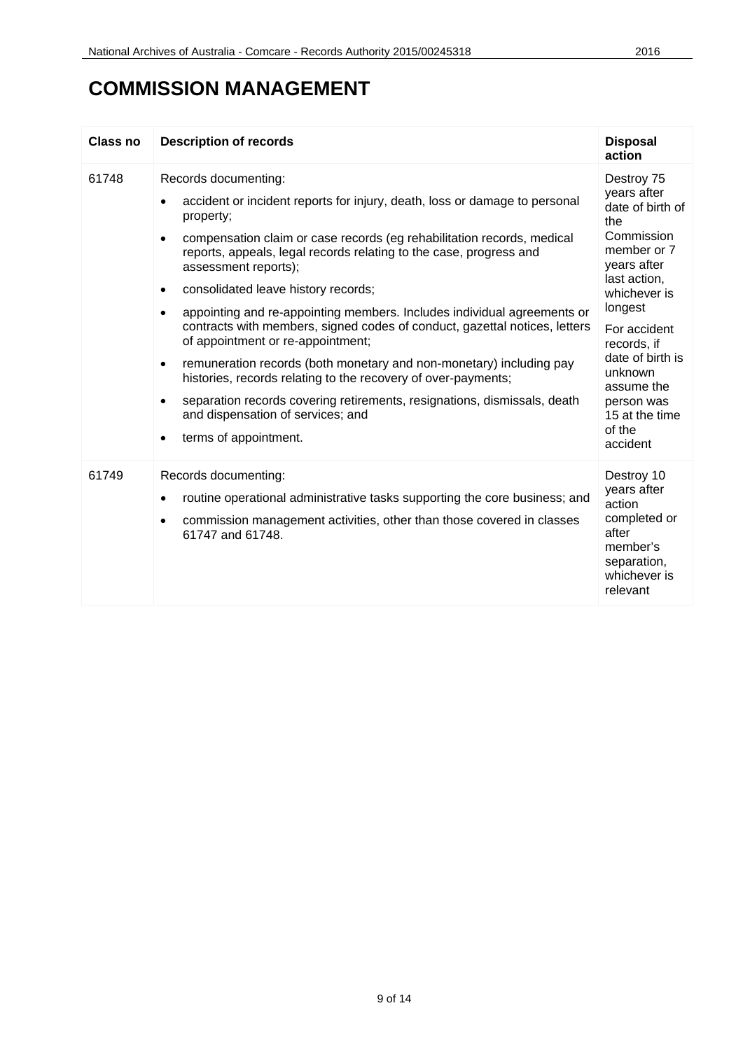# COMMISSION MANAGEMENT

| Class no | Description of records | Disposal action |
|---|---|---|
| 61748 | Records documenting:<br>• accident or incident reports for injury, death, loss or damage to personal property;<br>• compensation claim or case records (eg rehabilitation records, medical reports, appeals, legal records relating to the case, progress and assessment reports);<br>• consolidated leave history records;<br>• appointing and re-appointing members. Includes individual agreements or contracts with members, signed codes of conduct, gazettal notices, letters of appointment or re-appointment;<br>• remuneration records (both monetary and non-monetary) including pay histories, records relating to the recovery of over-payments;<br>• separation records covering retirements, resignations, dismissals, death and dispensation of services; and<br>• terms of appointment. | Destroy 75 years after date of birth of the Commission member or 7 years after last action, whichever is longest<br><br>For accident records, if date of birth is unknown assume the person was 15 at the time of the accident |
| 61749 | Records documenting:<br>• routine operational administrative tasks supporting the core business; and<br>• commission management activities, other than those covered in classes 61747 and 61748. | Destroy 10 years after action completed or after member's separation, whichever is relevant |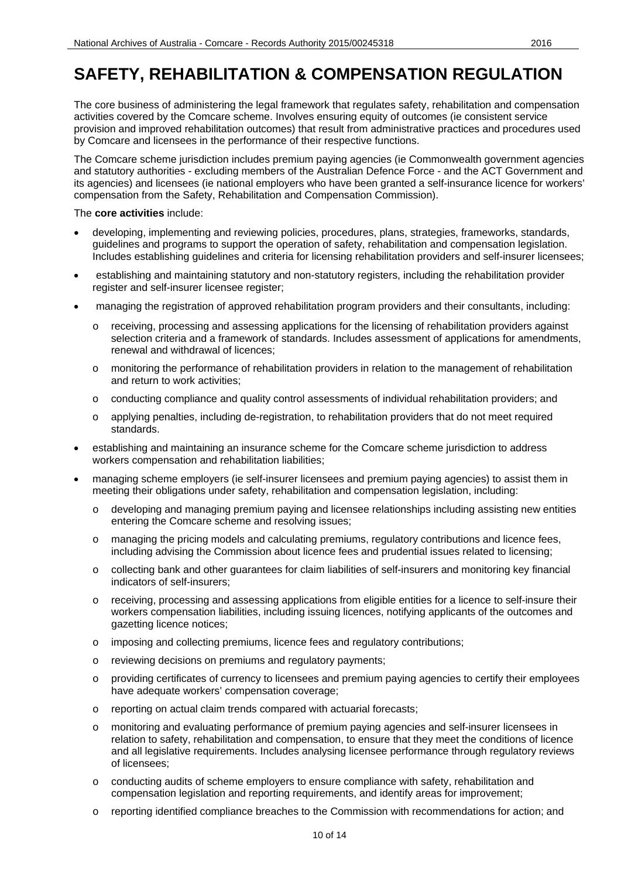# SAFETY, REHABILITATION & COMPENSATION REGULATION

The core business of administering the legal framework that regulates safety, rehabilitation and compensation activities covered by the Comcare scheme. Involves ensuring equity of outcomes (ie consistent service provision and improved rehabilitation outcomes) that result from administrative practices and procedures used by Comcare and licensees in the performance of their respective functions.

The Comcare scheme jurisdiction includes premium paying agencies (ie Commonwealth government agencies and statutory authorities - excluding members of the Australian Defence Force - and the ACT Government and its agencies) and licensees (ie national employers who have been granted a self-insurance licence for workers' compensation from the Safety, Rehabilitation and Compensation Commission).

The **core activities** include:

- developing, implementing and reviewing policies, procedures, plans, strategies, frameworks, standards, guidelines and programs to support the operation of safety, rehabilitation and compensation legislation. Includes establishing guidelines and criteria for licensing rehabilitation providers and self-insurer licensees;
- establishing and maintaining statutory and non-statutory registers, including the rehabilitation provider register and self-insurer licensee register;
- managing the registration of approved rehabilitation program providers and their consultants, including:
  - receiving, processing and assessing applications for the licensing of rehabilitation providers against selection criteria and a framework of standards. Includes assessment of applications for amendments, renewal and withdrawal of licences;
  - monitoring the performance of rehabilitation providers in relation to the management of rehabilitation and return to work activities;
  - conducting compliance and quality control assessments of individual rehabilitation providers; and
  - applying penalties, including de-registration, to rehabilitation providers that do not meet required standards.
- establishing and maintaining an insurance scheme for the Comcare scheme jurisdiction to address workers compensation and rehabilitation liabilities;
- managing scheme employers (ie self-insurer licensees and premium paying agencies) to assist them in meeting their obligations under safety, rehabilitation and compensation legislation, including:
  - developing and managing premium paying and licensee relationships including assisting new entities entering the Comcare scheme and resolving issues;
  - managing the pricing models and calculating premiums, regulatory contributions and licence fees, including advising the Commission about licence fees and prudential issues related to licensing;
  - collecting bank and other guarantees for claim liabilities of self-insurers and monitoring key financial indicators of self-insurers;
  - receiving, processing and assessing applications from eligible entities for a licence to self-insure their workers compensation liabilities, including issuing licences, notifying applicants of the outcomes and gazetting licence notices;
  - imposing and collecting premiums, licence fees and regulatory contributions;
  - reviewing decisions on premiums and regulatory payments;
  - providing certificates of currency to licensees and premium paying agencies to certify their employees have adequate workers' compensation coverage;
  - reporting on actual claim trends compared with actuarial forecasts;
  - monitoring and evaluating performance of premium paying agencies and self-insurer licensees in relation to safety, rehabilitation and compensation, to ensure that they meet the conditions of licence and all legislative requirements. Includes analysing licensee performance through regulatory reviews of licensees;
  - conducting audits of scheme employers to ensure compliance with safety, rehabilitation and compensation legislation and reporting requirements, and identify areas for improvement;
  - reporting identified compliance breaches to the Commission with recommendations for action; and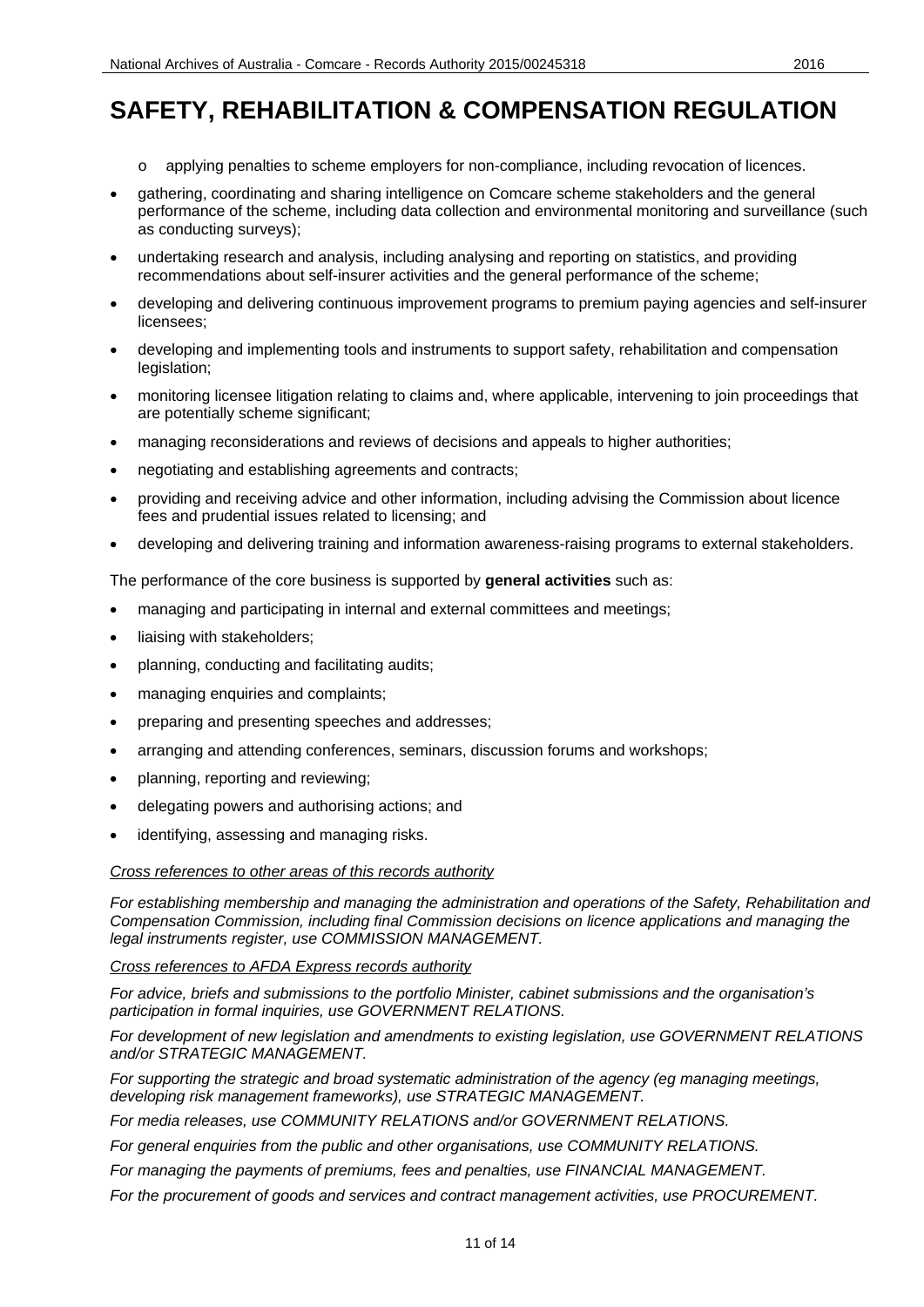# SAFETY, REHABILITATION & COMPENSATION REGULATION

  - applying penalties to scheme employers for non-compliance, including revocation of licences.
- gathering, coordinating and sharing intelligence on Comcare scheme stakeholders and the general performance of the scheme, including data collection and environmental monitoring and surveillance (such as conducting surveys);
- undertaking research and analysis, including analysing and reporting on statistics, and providing recommendations about self-insurer activities and the general performance of the scheme;
- developing and delivering continuous improvement programs to premium paying agencies and self-insurer licensees;
- developing and implementing tools and instruments to support safety, rehabilitation and compensation legislation;
- monitoring licensee litigation relating to claims and, where applicable, intervening to join proceedings that are potentially scheme significant;
- managing reconsiderations and reviews of decisions and appeals to higher authorities;
- negotiating and establishing agreements and contracts;
- providing and receiving advice and other information, including advising the Commission about licence fees and prudential issues related to licensing; and
- developing and delivering training and information awareness-raising programs to external stakeholders.

The performance of the core business is supported by **general activities** such as:

- managing and participating in internal and external committees and meetings;
- liaising with stakeholders;
- planning, conducting and facilitating audits;
- managing enquiries and complaints;
- preparing and presenting speeches and addresses;
- arranging and attending conferences, seminars, discussion forums and workshops;
- planning, reporting and reviewing;
- delegating powers and authorising actions; and
- identifying, assessing and managing risks.

*Cross references to other areas of this records authority*

*For establishing membership and managing the administration and operations of the Safety, Rehabilitation and Compensation Commission, including final Commission decisions on licence applications and managing the legal instruments register, use COMMISSION MANAGEMENT.*

*Cross references to AFDA Express records authority*

*For advice, briefs and submissions to the portfolio Minister, cabinet submissions and the organisation's participation in formal inquiries, use GOVERNMENT RELATIONS.*

*For development of new legislation and amendments to existing legislation, use GOVERNMENT RELATIONS and/or STRATEGIC MANAGEMENT.*

*For supporting the strategic and broad systematic administration of the agency (eg managing meetings, developing risk management frameworks), use STRATEGIC MANAGEMENT.*

*For media releases, use COMMUNITY RELATIONS and/or GOVERNMENT RELATIONS.*

*For general enquiries from the public and other organisations, use COMMUNITY RELATIONS.*

*For managing the payments of premiums, fees and penalties, use FINANCIAL MANAGEMENT.*

*For the procurement of goods and services and contract management activities, use PROCUREMENT.*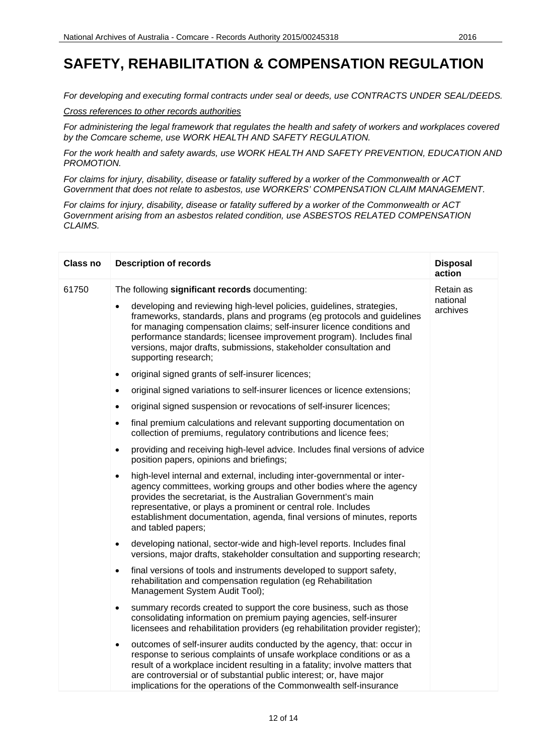# SAFETY, REHABILITATION & COMPENSATION REGULATION

*For developing and executing formal contracts under seal or deeds, use CONTRACTS UNDER SEAL/DEEDS.*

*Cross references to other records authorities*

*For administering the legal framework that regulates the health and safety of workers and workplaces covered by the Comcare scheme, use WORK HEALTH AND SAFETY REGULATION.*

*For the work health and safety awards, use WORK HEALTH AND SAFETY PREVENTION, EDUCATION AND PROMOTION.*

*For claims for injury, disability, disease or fatality suffered by a worker of the Commonwealth or ACT Government that does not relate to asbestos, use WORKERS' COMPENSATION CLAIM MANAGEMENT.*

*For claims for injury, disability, disease or fatality suffered by a worker of the Commonwealth or ACT Government arising from an asbestos related condition, use ASBESTOS RELATED COMPENSATION CLAIMS.*

| Class no | Description of records | Disposal action |
|---|---|---|
| 61750 | The following **significant records** documenting:<br>• developing and reviewing high-level policies, guidelines, strategies, frameworks, standards, plans and programs (eg protocols and guidelines for managing compensation claims; self-insurer licence conditions and performance standards; licensee improvement program). Includes final versions, major drafts, submissions, stakeholder consultation and supporting research;<br>• original signed grants of self-insurer licences;<br>• original signed variations to self-insurer licences or licence extensions;<br>• original signed suspension or revocations of self-insurer licences;<br>• final premium calculations and relevant supporting documentation on collection of premiums, regulatory contributions and licence fees;<br>• providing and receiving high-level advice. Includes final versions of advice position papers, opinions and briefings;<br>• high-level internal and external, including inter-governmental or inter-agency committees, working groups and other bodies where the agency provides the secretariat, is the Australian Government's main representative, or plays a prominent or central role. Includes establishment documentation, agenda, final versions of minutes, reports and tabled papers;<br>• developing national, sector-wide and high-level reports. Includes final versions, major drafts, stakeholder consultation and supporting research;<br>• final versions of tools and instruments developed to support safety, rehabilitation and compensation regulation (eg Rehabilitation Management System Audit Tool);<br>• summary records created to support the core business, such as those consolidating information on premium paying agencies, self-insurer licensees and rehabilitation providers (eg rehabilitation provider register);<br>• outcomes of self-insurer audits conducted by the agency, that: occur in response to serious complaints of unsafe workplace conditions or as a result of a workplace incident resulting in a fatality; involve matters that are controversial or of substantial public interest; or, have major implications for the operations of the Commonwealth self-insurance | Retain as national archives |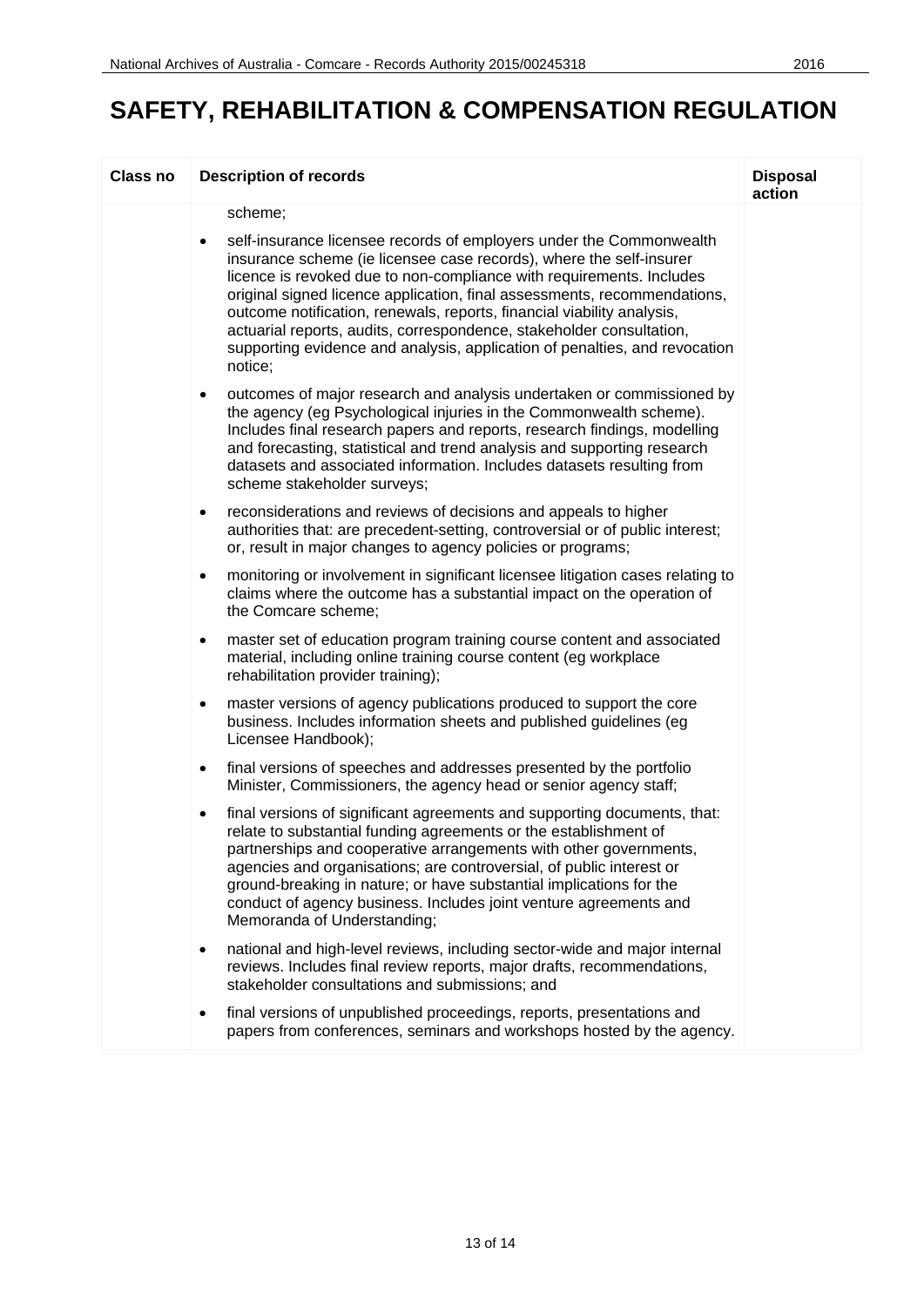# SAFETY, REHABILITATION & COMPENSATION REGULATION

| Class no | Description of records | Disposal action |
|---|---|---|
| | scheme;<br><br>• self-insurance licensee records of employers under the Commonwealth insurance scheme (ie licensee case records), where the self-insurer licence is revoked due to non-compliance with requirements. Includes original signed licence application, final assessments, recommendations, outcome notification, renewals, reports, financial viability analysis, actuarial reports, audits, correspondence, stakeholder consultation, supporting evidence and analysis, application of penalties, and revocation notice;<br><br>• outcomes of major research and analysis undertaken or commissioned by the agency (eg Psychological injuries in the Commonwealth scheme). Includes final research papers and reports, research findings, modelling and forecasting, statistical and trend analysis and supporting research datasets and associated information. Includes datasets resulting from scheme stakeholder surveys;<br><br>• reconsiderations and reviews of decisions and appeals to higher authorities that: are precedent-setting, controversial or of public interest; or, result in major changes to agency policies or programs;<br><br>• monitoring or involvement in significant licensee litigation cases relating to claims where the outcome has a substantial impact on the operation of the Comcare scheme;<br><br>• master set of education program training course content and associated material, including online training course content (eg workplace rehabilitation provider training);<br><br>• master versions of agency publications produced to support the core business. Includes information sheets and published guidelines (eg Licensee Handbook);<br><br>• final versions of speeches and addresses presented by the portfolio Minister, Commissioners, the agency head or senior agency staff;<br><br>• final versions of significant agreements and supporting documents, that: relate to substantial funding agreements or the establishment of partnerships and cooperative arrangements with other governments, agencies and organisations; are controversial, of public interest or ground-breaking in nature; or have substantial implications for the conduct of agency business. Includes joint venture agreements and Memoranda of Understanding;<br><br>• national and high-level reviews, including sector-wide and major internal reviews. Includes final review reports, major drafts, recommendations, stakeholder consultations and submissions; and<br><br>• final versions of unpublished proceedings, reports, presentations and papers from conferences, seminars and workshops hosted by the agency. | |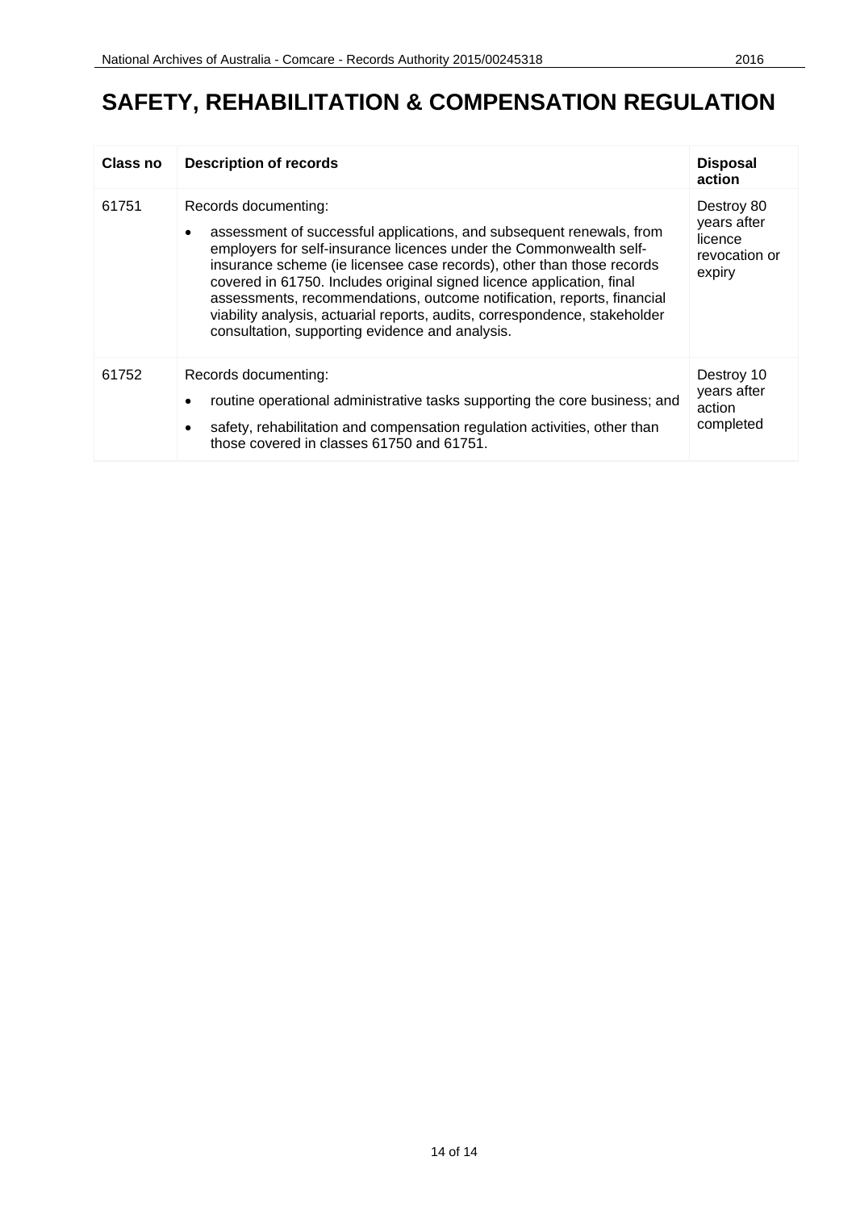# SAFETY, REHABILITATION & COMPENSATION REGULATION

| Class no | Description of records | Disposal action |
|---|---|---|
| 61751 | Records documenting:<br>• assessment of successful applications, and subsequent renewals, from employers for self-insurance licences under the Commonwealth self-insurance scheme (ie licensee case records), other than those records covered in 61750. Includes original signed licence application, final assessments, recommendations, outcome notification, reports, financial viability analysis, actuarial reports, audits, correspondence, stakeholder consultation, supporting evidence and analysis. | Destroy 80 years after licence revocation or expiry |
| 61752 | Records documenting:<br>• routine operational administrative tasks supporting the core business; and<br>• safety, rehabilitation and compensation regulation activities, other than those covered in classes 61750 and 61751. | Destroy 10 years after action completed |